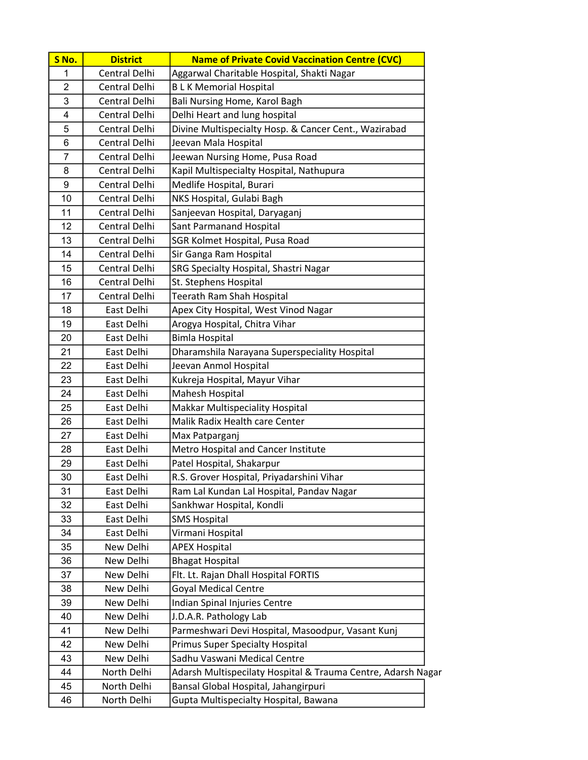| S No. | District | Name of Private Covid Vaccination Centre (CVC) |
|---|---|---|
| 1 | Central Delhi | Aggarwal Charitable Hospital, Shakti Nagar |
| 2 | Central Delhi | B L K Memorial Hospital |
| 3 | Central Delhi | Bali Nursing Home, Karol Bagh |
| 4 | Central Delhi | Delhi Heart and lung hospital |
| 5 | Central Delhi | Divine Multispecialty Hosp. & Cancer Cent., Wazirabad |
| 6 | Central Delhi | Jeevan Mala Hospital |
| 7 | Central Delhi | Jeewan Nursing Home, Pusa Road |
| 8 | Central Delhi | Kapil Multispecialty Hospital, Nathupura |
| 9 | Central Delhi | Medlife Hospital, Burari |
| 10 | Central Delhi | NKS Hospital, Gulabi Bagh |
| 11 | Central Delhi | Sanjeevan Hospital, Daryaganj |
| 12 | Central Delhi | Sant Parmanand Hospital |
| 13 | Central Delhi | SGR Kolmet Hospital, Pusa Road |
| 14 | Central Delhi | Sir Ganga Ram Hospital |
| 15 | Central Delhi | SRG Specialty Hospital, Shastri Nagar |
| 16 | Central Delhi | St. Stephens Hospital |
| 17 | Central Delhi | Teerath Ram Shah Hospital |
| 18 | East Delhi | Apex City Hospital, West Vinod Nagar |
| 19 | East Delhi | Arogya Hospital, Chitra Vihar |
| 20 | East Delhi | Bimla Hospital |
| 21 | East Delhi | Dharamshila Narayana Superspeciality Hospital |
| 22 | East Delhi | Jeevan Anmol Hospital |
| 23 | East Delhi | Kukreja Hospital, Mayur Vihar |
| 24 | East Delhi | Mahesh Hospital |
| 25 | East Delhi | Makkar Multispeciality Hospital |
| 26 | East Delhi | Malik Radix Health care Center |
| 27 | East Delhi | Max Patparganj |
| 28 | East Delhi | Metro Hospital and Cancer Institute |
| 29 | East Delhi | Patel Hospital, Shakarpur |
| 30 | East Delhi | R.S. Grover Hospital, Priyadarshini Vihar |
| 31 | East Delhi | Ram Lal Kundan Lal Hospital, Pandav Nagar |
| 32 | East Delhi | Sankhwar Hospital, Kondli |
| 33 | East Delhi | SMS Hospital |
| 34 | East Delhi | Virmani Hospital |
| 35 | New Delhi | APEX Hospital |
| 36 | New Delhi | Bhagat Hospital |
| 37 | New Delhi | Flt. Lt. Rajan Dhall Hospital FORTIS |
| 38 | New Delhi | Goyal Medical Centre |
| 39 | New Delhi | Indian Spinal Injuries Centre |
| 40 | New Delhi | J.D.A.R. Pathology Lab |
| 41 | New Delhi | Parmeshwari Devi Hospital, Masoodpur, Vasant Kunj |
| 42 | New Delhi | Primus Super Specialty Hospital |
| 43 | New Delhi | Sadhu Vaswani Medical Centre |
| 44 | North Delhi | Adarsh Multispecilaty Hospital & Trauma Centre, Adarsh Nagar |
| 45 | North Delhi | Bansal Global Hospital, Jahangirpuri |
| 46 | North Delhi | Gupta Multispecialty Hospital, Bawana |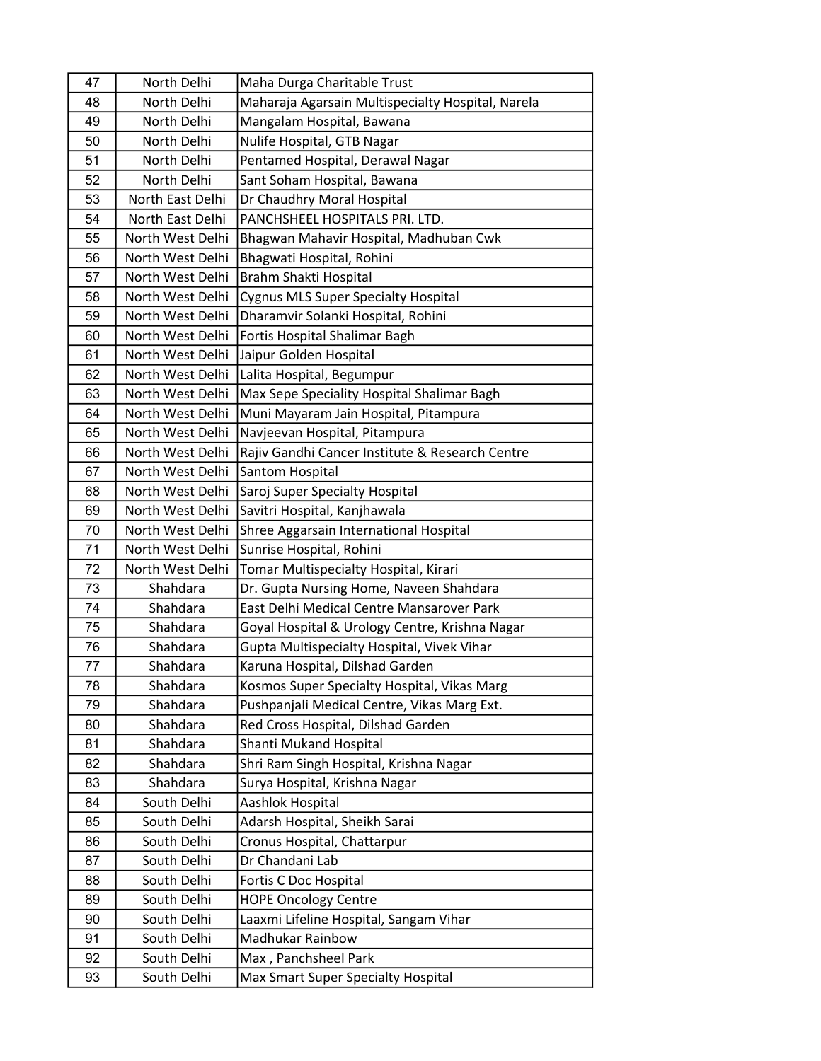| 47 | North Delhi | Maha Durga Charitable Trust |
|---|---|---|
| 48 | North Delhi | Maharaja Agarsain Multispecialty Hospital, Narela |
| 49 | North Delhi | Mangalam Hospital, Bawana |
| 50 | North Delhi | Nulife Hospital, GTB Nagar |
| 51 | North Delhi | Pentamed Hospital, Derawal Nagar |
| 52 | North Delhi | Sant Soham Hospital, Bawana |
| 53 | North East Delhi | Dr Chaudhry Moral Hospital |
| 54 | North East Delhi | PANCHSHEEL HOSPITALS PRI. LTD. |
| 55 | North West Delhi | Bhagwan Mahavir Hospital, Madhuban Cwk |
| 56 | North West Delhi | Bhagwati Hospital, Rohini |
| 57 | North West Delhi | Brahm Shakti Hospital |
| 58 | North West Delhi | Cygnus MLS Super Specialty Hospital |
| 59 | North West Delhi | Dharamvir Solanki Hospital, Rohini |
| 60 | North West Delhi | Fortis Hospital Shalimar Bagh |
| 61 | North West Delhi | Jaipur Golden Hospital |
| 62 | North West Delhi | Lalita Hospital, Begumpur |
| 63 | North West Delhi | Max Sepe Speciality Hospital Shalimar Bagh |
| 64 | North West Delhi | Muni Mayaram Jain Hospital, Pitampura |
| 65 | North West Delhi | Navjeevan Hospital, Pitampura |
| 66 | North West Delhi | Rajiv Gandhi Cancer Institute & Research Centre |
| 67 | North West Delhi | Santom Hospital |
| 68 | North West Delhi | Saroj Super Specialty Hospital |
| 69 | North West Delhi | Savitri Hospital, Kanjhawala |
| 70 | North West Delhi | Shree Aggarsain International Hospital |
| 71 | North West Delhi | Sunrise Hospital, Rohini |
| 72 | North West Delhi | Tomar Multispecialty Hospital, Kirari |
| 73 | Shahdara | Dr. Gupta Nursing Home, Naveen Shahdara |
| 74 | Shahdara | East Delhi Medical Centre Mansarover Park |
| 75 | Shahdara | Goyal Hospital & Urology Centre, Krishna Nagar |
| 76 | Shahdara | Gupta Multispecialty Hospital, Vivek Vihar |
| 77 | Shahdara | Karuna Hospital, Dilshad Garden |
| 78 | Shahdara | Kosmos Super Specialty Hospital, Vikas Marg |
| 79 | Shahdara | Pushpanjali Medical Centre, Vikas Marg Ext. |
| 80 | Shahdara | Red Cross Hospital, Dilshad Garden |
| 81 | Shahdara | Shanti Mukand Hospital |
| 82 | Shahdara | Shri Ram Singh Hospital, Krishna Nagar |
| 83 | Shahdara | Surya Hospital, Krishna Nagar |
| 84 | South Delhi | Aashlok Hospital |
| 85 | South Delhi | Adarsh Hospital, Sheikh Sarai |
| 86 | South Delhi | Cronus Hospital, Chattarpur |
| 87 | South Delhi | Dr Chandani Lab |
| 88 | South Delhi | Fortis C Doc Hospital |
| 89 | South Delhi | HOPE Oncology Centre |
| 90 | South Delhi | Laaxmi Lifeline Hospital, Sangam Vihar |
| 91 | South Delhi | Madhukar Rainbow |
| 92 | South Delhi | Max , Panchsheel Park |
| 93 | South Delhi | Max Smart Super Specialty Hospital |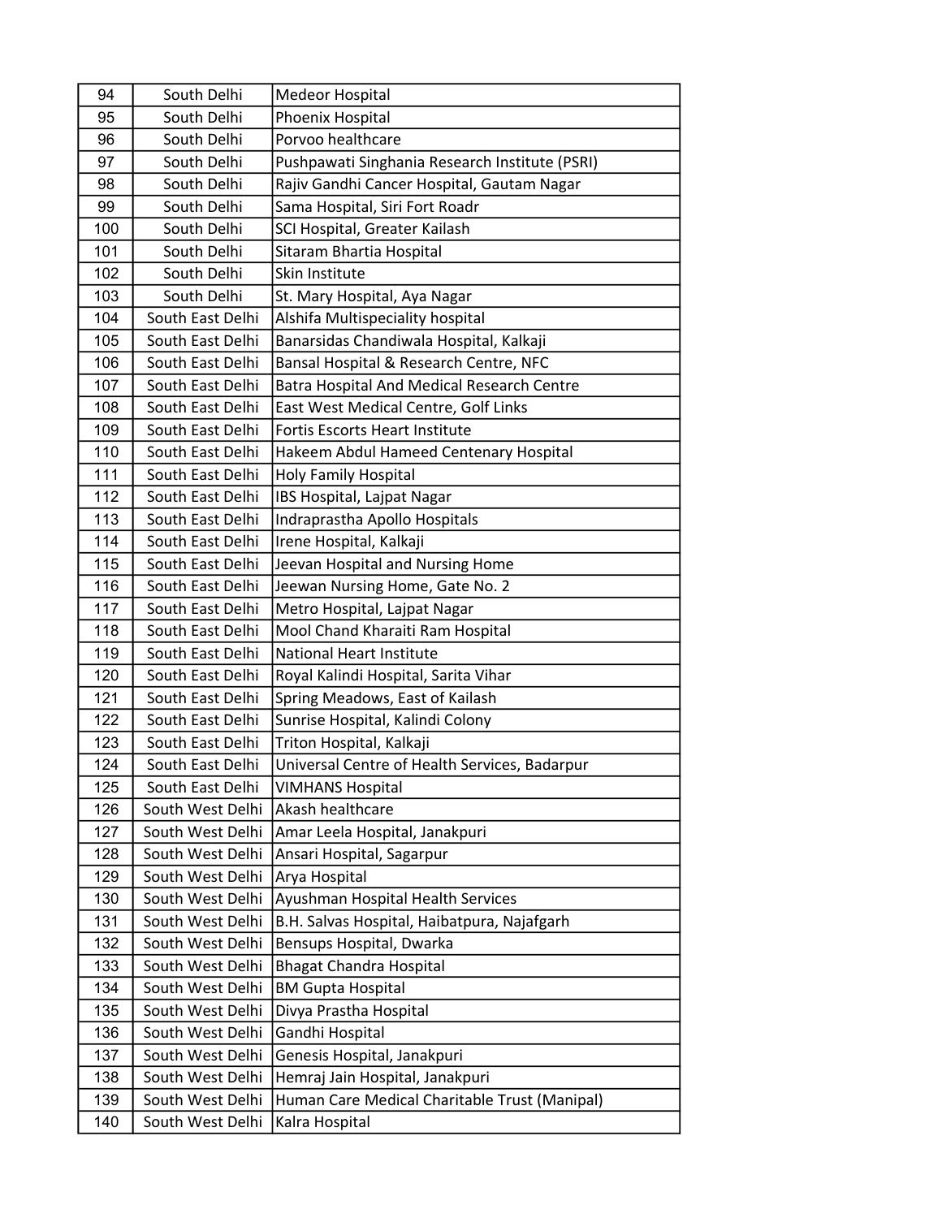| | | |
|---|---|---|
| 94 | South Delhi | Medeor Hospital |
| 95 | South Delhi | Phoenix Hospital |
| 96 | South Delhi | Porvoo healthcare |
| 97 | South Delhi | Pushpawati Singhania Research Institute (PSRI) |
| 98 | South Delhi | Rajiv Gandhi Cancer Hospital, Gautam Nagar |
| 99 | South Delhi | Sama Hospital, Siri Fort Roadr |
| 100 | South Delhi | SCI Hospital, Greater Kailash |
| 101 | South Delhi | Sitaram Bhartia Hospital |
| 102 | South Delhi | Skin Institute |
| 103 | South Delhi | St. Mary Hospital, Aya Nagar |
| 104 | South East Delhi | Alshifa Multispeciality hospital |
| 105 | South East Delhi | Banarsidas Chandiwala Hospital, Kalkaji |
| 106 | South East Delhi | Bansal Hospital & Research Centre, NFC |
| 107 | South East Delhi | Batra Hospital And Medical Research Centre |
| 108 | South East Delhi | East West Medical Centre, Golf Links |
| 109 | South East Delhi | Fortis Escorts Heart Institute |
| 110 | South East Delhi | Hakeem Abdul Hameed Centenary Hospital |
| 111 | South East Delhi | Holy Family Hospital |
| 112 | South East Delhi | IBS Hospital, Lajpat Nagar |
| 113 | South East Delhi | Indraprastha Apollo Hospitals |
| 114 | South East Delhi | Irene Hospital, Kalkaji |
| 115 | South East Delhi | Jeevan Hospital and Nursing Home |
| 116 | South East Delhi | Jeewan Nursing Home, Gate No. 2 |
| 117 | South East Delhi | Metro Hospital, Lajpat Nagar |
| 118 | South East Delhi | Mool Chand Kharaiti Ram Hospital |
| 119 | South East Delhi | National Heart Institute |
| 120 | South East Delhi | Royal Kalindi Hospital, Sarita Vihar |
| 121 | South East Delhi | Spring Meadows, East of Kailash |
| 122 | South East Delhi | Sunrise Hospital, Kalindi Colony |
| 123 | South East Delhi | Triton Hospital, Kalkaji |
| 124 | South East Delhi | Universal Centre of Health Services, Badarpur |
| 125 | South East Delhi | VIMHANS Hospital |
| 126 | South West Delhi | Akash healthcare |
| 127 | South West Delhi | Amar Leela Hospital, Janakpuri |
| 128 | South West Delhi | Ansari Hospital, Sagarpur |
| 129 | South West Delhi | Arya Hospital |
| 130 | South West Delhi | Ayushman Hospital Health Services |
| 131 | South West Delhi | B.H. Salvas Hospital, Haibatpura, Najafgarh |
| 132 | South West Delhi | Bensups Hospital, Dwarka |
| 133 | South West Delhi | Bhagat Chandra Hospital |
| 134 | South West Delhi | BM Gupta Hospital |
| 135 | South West Delhi | Divya Prastha Hospital |
| 136 | South West Delhi | Gandhi Hospital |
| 137 | South West Delhi | Genesis Hospital, Janakpuri |
| 138 | South West Delhi | Hemraj Jain Hospital, Janakpuri |
| 139 | South West Delhi | Human Care Medical Charitable Trust (Manipal) |
| 140 | South West Delhi | Kalra Hospital |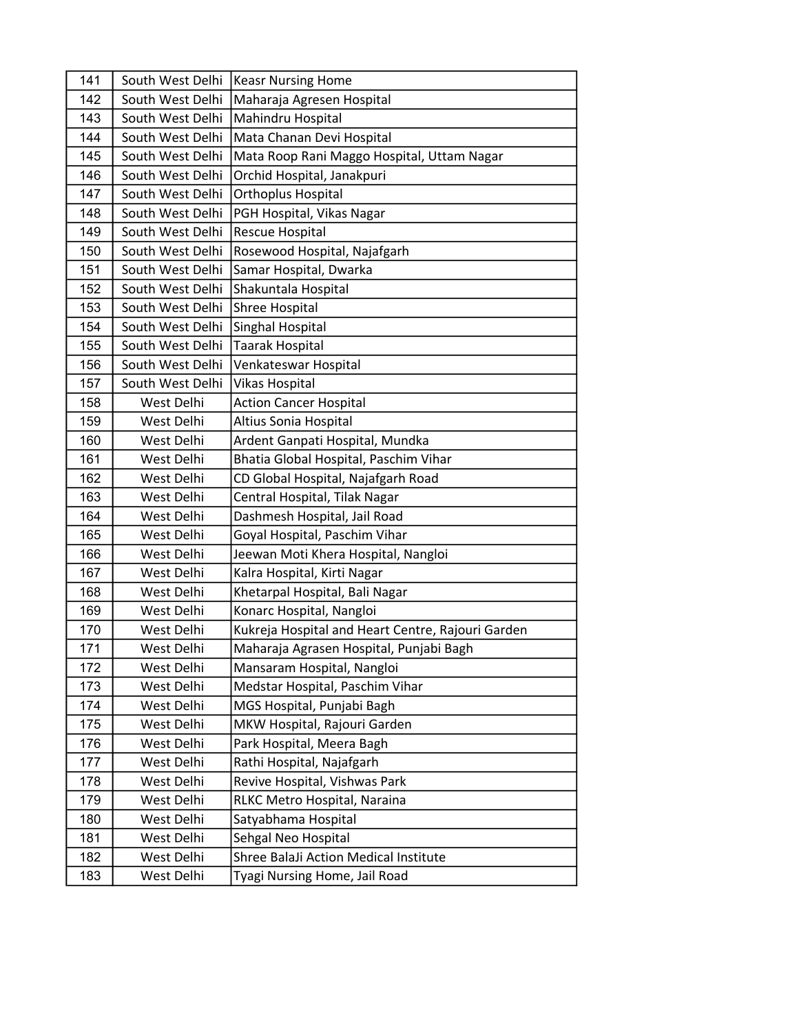| | | |
|---|---|---|
| 141 | South West Delhi | Keasr Nursing Home |
| 142 | South West Delhi | Maharaja Agresen Hospital |
| 143 | South West Delhi | Mahindru Hospital |
| 144 | South West Delhi | Mata Chanan Devi Hospital |
| 145 | South West Delhi | Mata Roop Rani Maggo Hospital, Uttam Nagar |
| 146 | South West Delhi | Orchid Hospital, Janakpuri |
| 147 | South West Delhi | Orthoplus Hospital |
| 148 | South West Delhi | PGH Hospital, Vikas Nagar |
| 149 | South West Delhi | Rescue Hospital |
| 150 | South West Delhi | Rosewood Hospital, Najafgarh |
| 151 | South West Delhi | Samar Hospital, Dwarka |
| 152 | South West Delhi | Shakuntala Hospital |
| 153 | South West Delhi | Shree Hospital |
| 154 | South West Delhi | Singhal Hospital |
| 155 | South West Delhi | Taarak Hospital |
| 156 | South West Delhi | Venkateswar Hospital |
| 157 | South West Delhi | Vikas Hospital |
| 158 | West Delhi | Action Cancer Hospital |
| 159 | West Delhi | Altius Sonia Hospital |
| 160 | West Delhi | Ardent Ganpati Hospital, Mundka |
| 161 | West Delhi | Bhatia Global Hospital, Paschim Vihar |
| 162 | West Delhi | CD Global Hospital, Najafgarh Road |
| 163 | West Delhi | Central Hospital, Tilak Nagar |
| 164 | West Delhi | Dashmesh Hospital, Jail Road |
| 165 | West Delhi | Goyal Hospital, Paschim Vihar |
| 166 | West Delhi | Jeewan Moti Khera Hospital, Nangloi |
| 167 | West Delhi | Kalra Hospital, Kirti Nagar |
| 168 | West Delhi | Khetarpal Hospital, Bali Nagar |
| 169 | West Delhi | Konarc Hospital, Nangloi |
| 170 | West Delhi | Kukreja Hospital and Heart Centre, Rajouri Garden |
| 171 | West Delhi | Maharaja Agrasen Hospital, Punjabi Bagh |
| 172 | West Delhi | Mansaram Hospital, Nangloi |
| 173 | West Delhi | Medstar Hospital, Paschim Vihar |
| 174 | West Delhi | MGS Hospital, Punjabi Bagh |
| 175 | West Delhi | MKW Hospital, Rajouri Garden |
| 176 | West Delhi | Park Hospital, Meera Bagh |
| 177 | West Delhi | Rathi Hospital, Najafgarh |
| 178 | West Delhi | Revive Hospital, Vishwas Park |
| 179 | West Delhi | RLKC Metro Hospital, Naraina |
| 180 | West Delhi | Satyabhama Hospital |
| 181 | West Delhi | Sehgal Neo Hospital |
| 182 | West Delhi | Shree BalaJi Action Medical Institute |
| 183 | West Delhi | Tyagi Nursing Home, Jail Road |